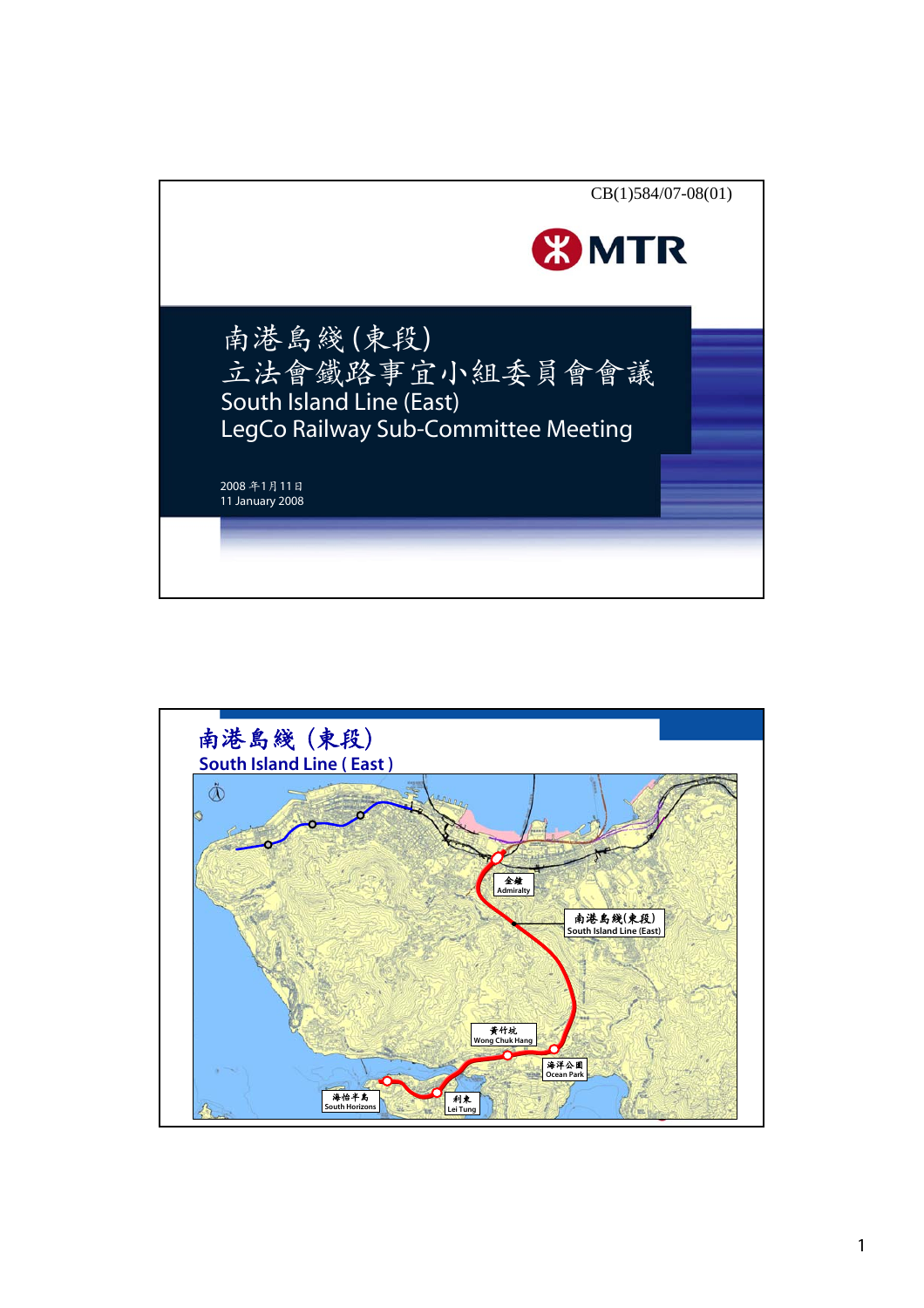CB(1)584/07-08(01)

MTR

# 南港島綫(東段)
# 立法會鐵路事宜小組委員會會議
# South Island Line (East)
# LegCo Railway Sub-Committee Meeting

2008年1月11日
11 January 2008

## 南港島綫 (東段)
## South Island Line ( East )

金鐘 Admiralty

南港島綫(東段) South Island Line (East)

黃竹坑 Wong Chuk Hang

海洋公園 Ocean Park

海怡半島 South Horizons

利東 Lei Tung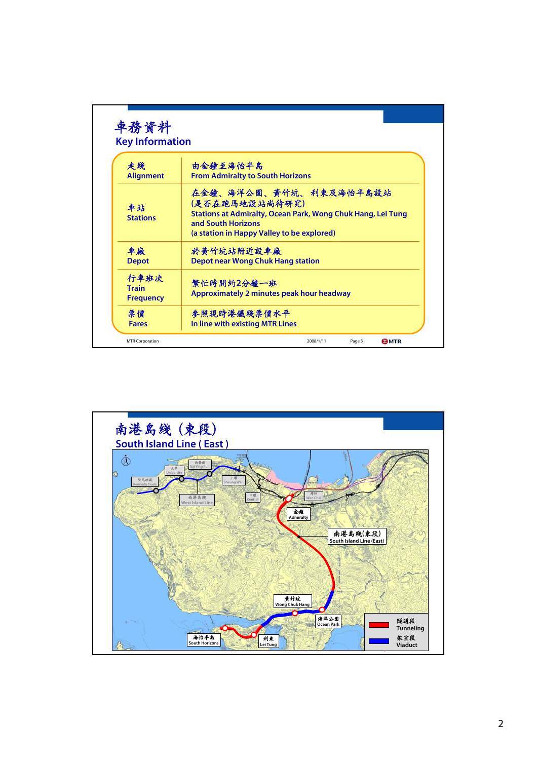# 車務資料
## Key Information

| | |
|---|---|
| 走綫<br>Alignment | 由金鐘至海怡半島<br>From Admiralty to South Horizons |
| 車站<br>Stations | 在金鐘、海洋公園、黃竹坑、 利東及海怡半島設站<br>(是否在跑馬地設站尚待研究)<br>Stations at Admiralty, Ocean Park, Wong Chuk Hang, Lei Tung and South Horizons<br>(a station in Happy Valley to be explored) |
| 車廠<br>Depot | 於黃竹坑站附近設車廠<br>Depot near Wong Chuk Hang station |
| 行車班次<br>Train Frequency | 繁忙時間約2分鐘一班<br>Approximately 2 minutes peak hour headway |
| 票價<br>Fares | 參照現時港鐵綫票價水平<br>In line with existing MTR Lines |

MTR Corporation 2008/1/11 Page 3

# 南港島綫 (東段)
## South Island Line ( East )

堅尼地城 Kennedy Town
大學 University
西營盤 Sai Ying Pun
上環 Sheung Wan
中環 Central
灣仔 Wan Chai
金鐘 Admiralty
南港島綫 West Island Line
南港島綫(東段) South Island Line (East)
黃竹坑 Wong Chuk Hang
海洋公園 Ocean Park
利東 Lei Tung
海怡半島 South Horizons

隧道段 Tunneling
架空段 Viaduct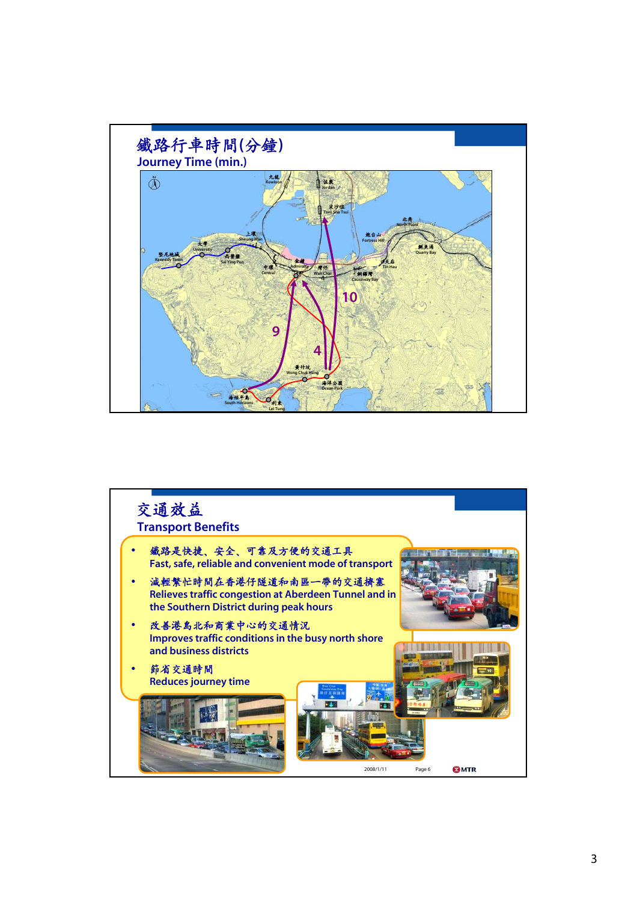## 鐵路行車時間(分鐘)
## Journey Time (min.)

## 交通效益
## Transport Benefits

- 鐵路是快捷、安全、可靠及方便的交通工具
  Fast, safe, reliable and convenient mode of transport
- 減輕繁忙時間在香港仔隧道和南區一帶的交通擠塞
  Relieves traffic congestion at Aberdeen Tunnel and in the Southern District during peak hours
- 改善港島北和商業中心的交通情況
  Improves traffic conditions in the busy north shore and business districts
- 節省交通時間
  Reduces journey time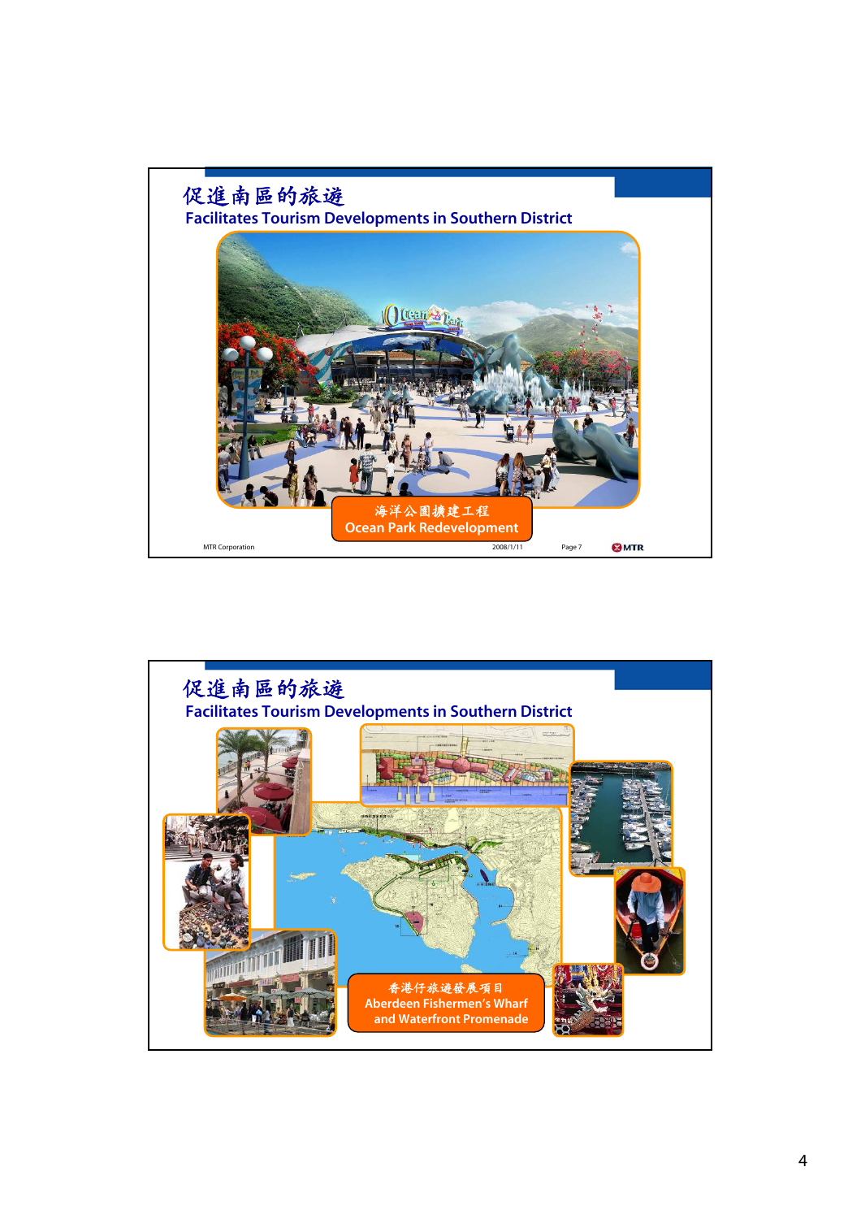## 促進南區的旅遊
### Facilitates Tourism Developments in Southern District

海洋公園擴建工程
Ocean Park Redevelopment

MTR Corporation　　2008/1/11　　Page 7

## 促進南區的旅遊
### Facilitates Tourism Developments in Southern District

香港仔旅遊發展項目
Aberdeen Fishermen's Wharf and Waterfront Promenade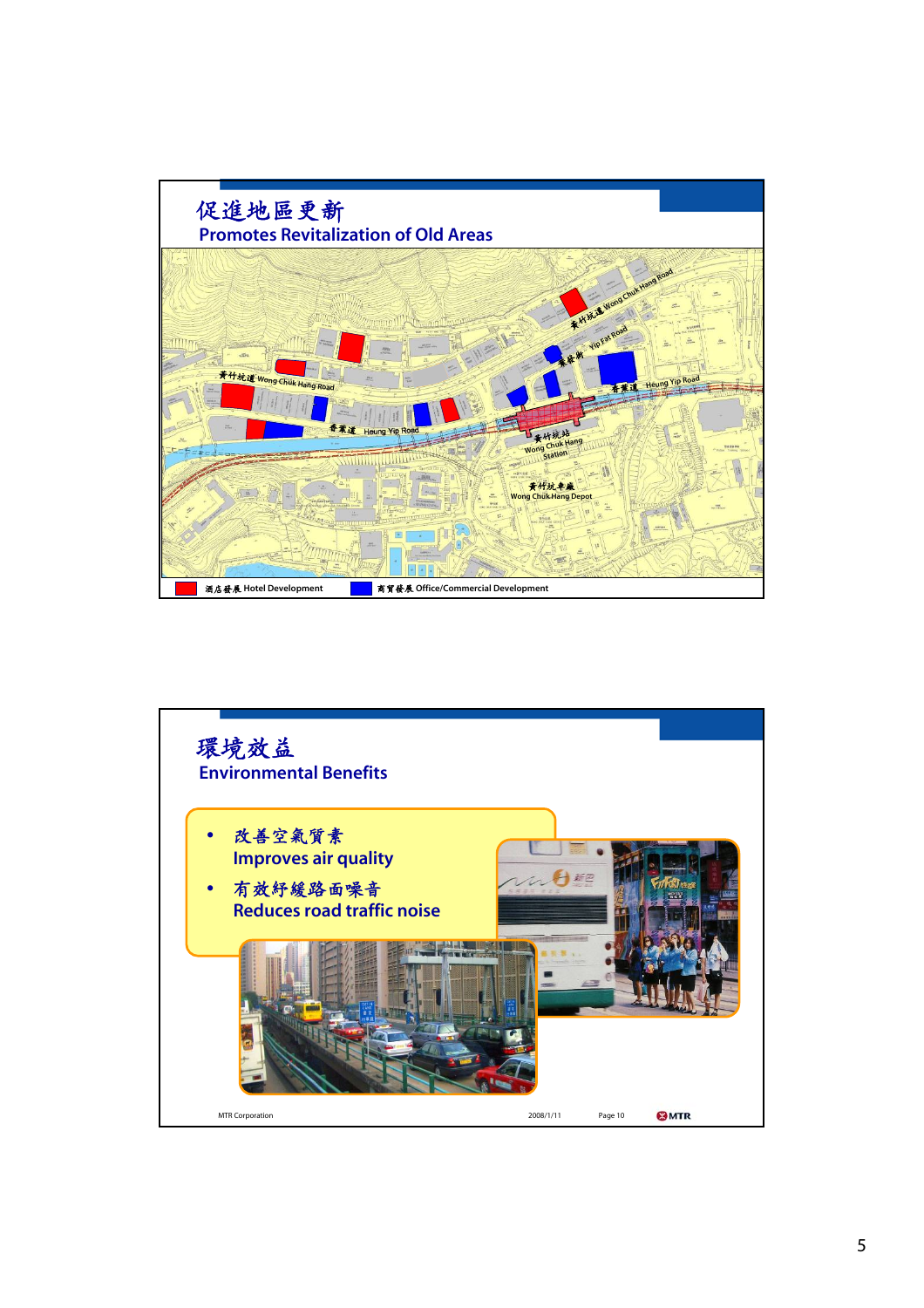# 促進地區更新
## Promotes Revitalization of Old Areas

黃竹坑道 Wong Chuk Hang Road

業發街 Yip Fat Road

香葉道 Heung Yip Road

黃竹坑站 Wong Chuk Hang Station

黃竹坑車廠 Wong Chuk Hang Depot

酒店發展 Hotel Development

商貿發展 Office/Commercial Development

# 環境效益
## Environmental Benefits

- 改善空氣質素
  Improves air quality
- 有效紓緩路面噪音
  Reduces road traffic noise

MTR Corporation 2008/1/11 Page 10 MTR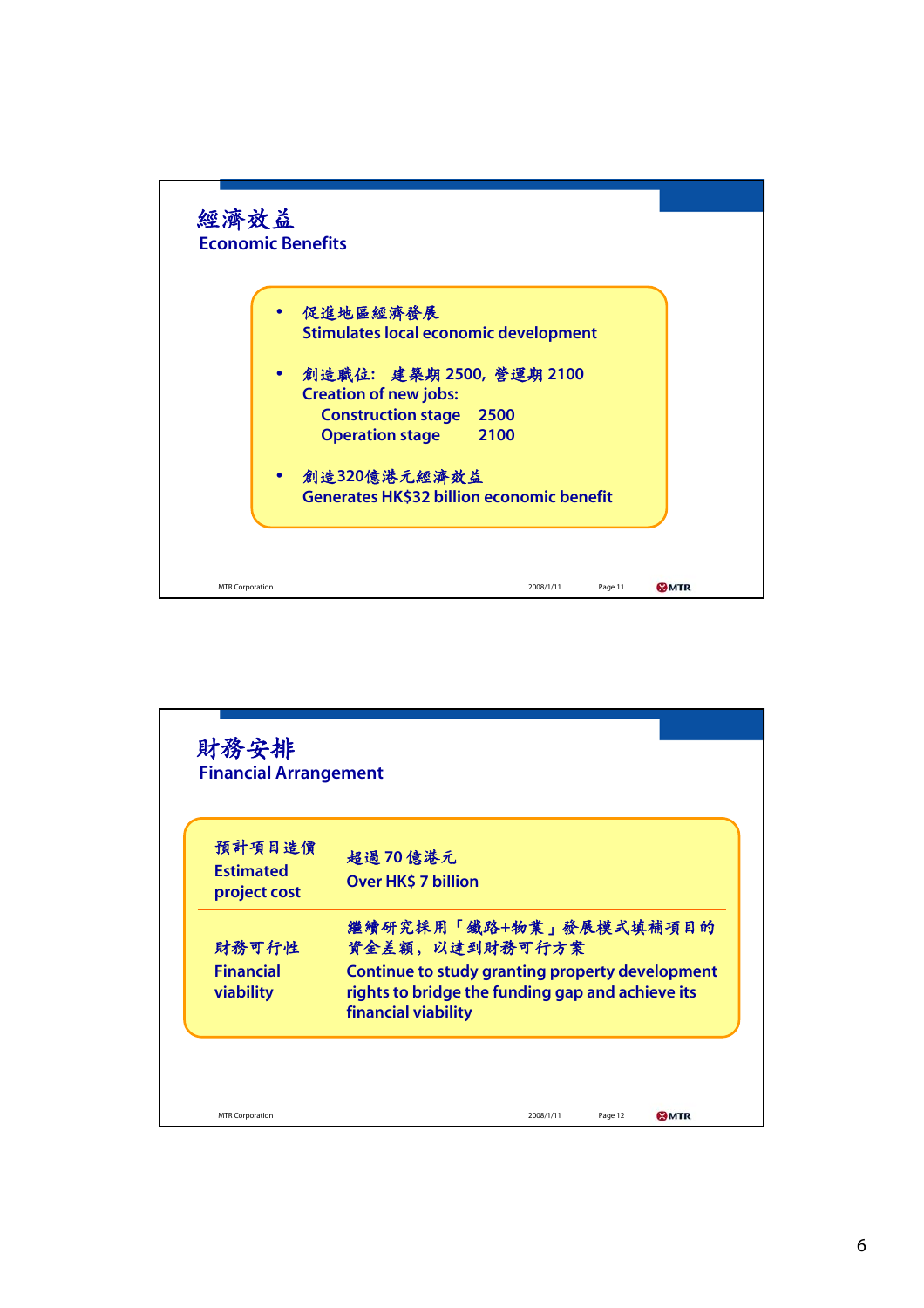## 經濟效益
## Economic Benefits

- 促進地區經濟發展
  Stimulates local economic development

- 創造職位: 建築期 2500, 營運期 2100
  Creation of new jobs:
  Construction stage 2500
  Operation stage 2100

- 創造320億港元經濟效益
  Generates HK$32 billion economic benefit

MTR Corporation 2008/1/11 Page 11

## 財務安排
## Financial Arrangement

| | |
|---|---|
| 預計項目造價 Estimated project cost | 超過 70 億港元 Over HK$ 7 billion |
| 財務可行性 Financial viability | 繼續研究採用「鐵路+物業」發展模式填補項目的資金差額，以達到財務可行方案 Continue to study granting property development rights to bridge the funding gap and achieve its financial viability |

MTR Corporation 2008/1/11 Page 12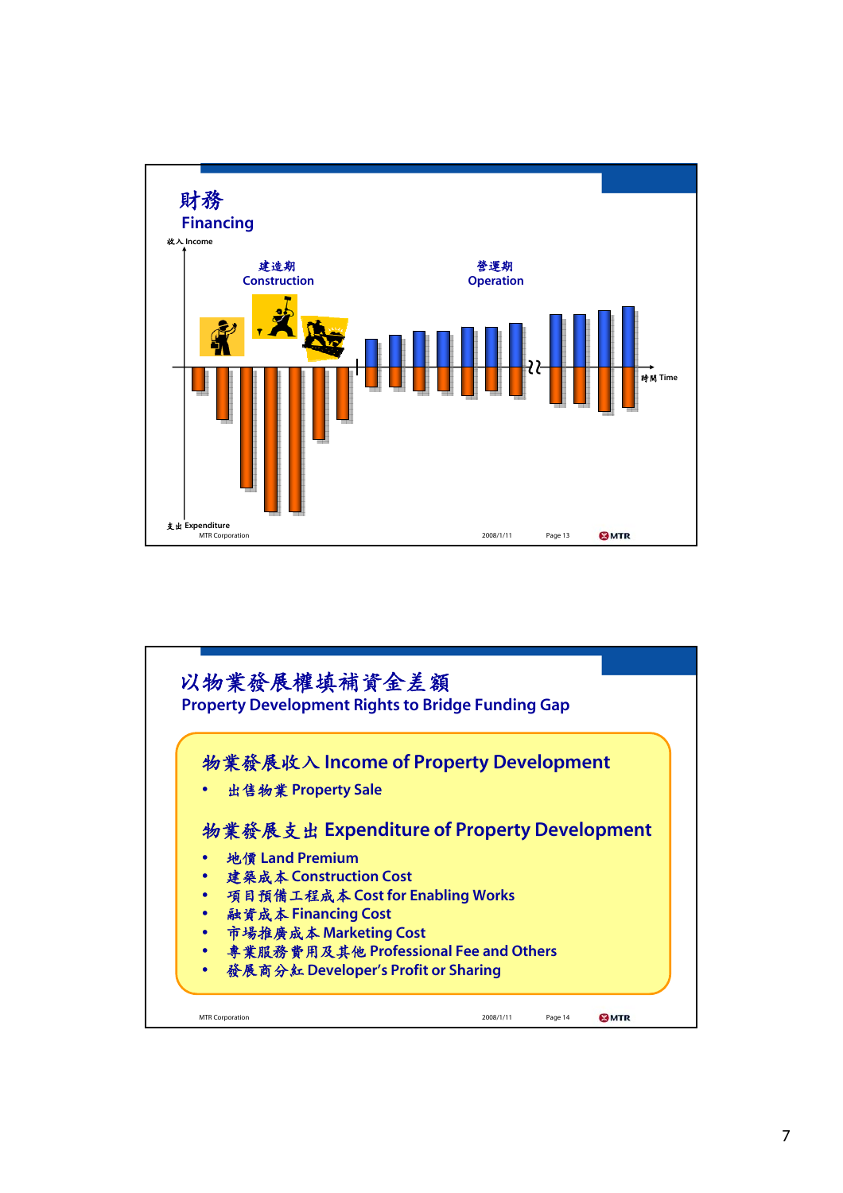## 財務
## Financing

收入 Income

建造期
Construction

營運期
Operation

時間 Time

支出 Expenditure

## 以物業發展權填補資金差額
## Property Development Rights to Bridge Funding Gap

### 物業發展收入 Income of Property Development

- 出售物業 Property Sale

### 物業發展支出 Expenditure of Property Development

- 地價 Land Premium
- 建築成本 Construction Cost
- 項目預備工程成本 Cost for Enabling Works
- 融資成本 Financing Cost
- 市場推廣成本 Marketing Cost
- 專業服務費用及其他 Professional Fee and Others
- 發展商分紅 Developer's Profit or Sharing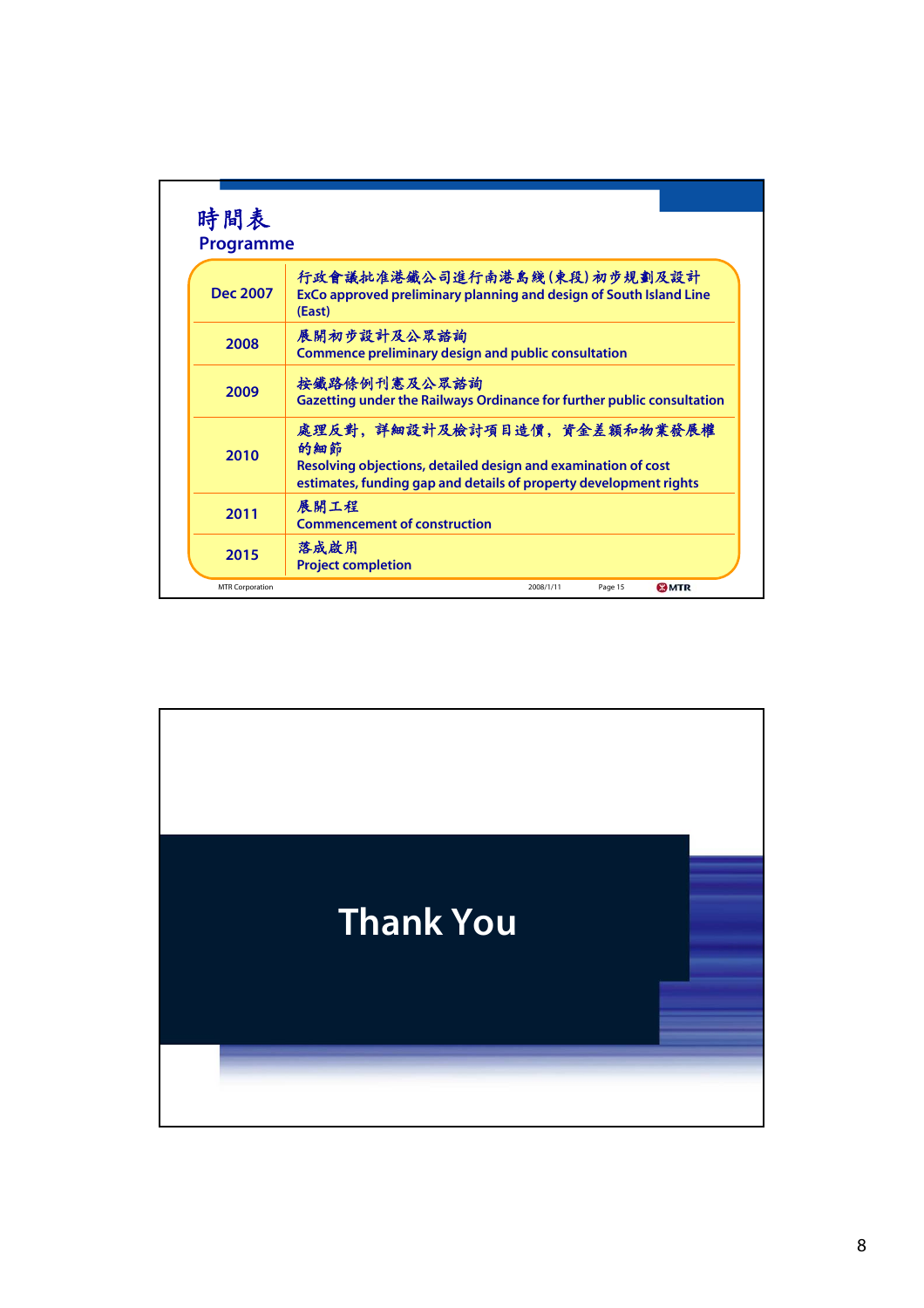## 時間表
## Programme

| | |
|---|---|
| Dec 2007 | 行政會議批准港鐵公司進行南港島綫(東段)初步規劃及設計<br>ExCo approved preliminary planning and design of South Island Line (East) |
| 2008 | 展開初步設計及公眾諮詢<br>Commence preliminary design and public consultation |
| 2009 | 按鐵路條例刊憲及公眾諮詢<br>Gazetting under the Railways Ordinance for further public consultation |
| 2010 | 處理反對，詳細設計及檢討項目造價，資金差額和物業發展權的細節<br>Resolving objections, detailed design and examination of cost estimates, funding gap and details of property development rights |
| 2011 | 展開工程<br>Commencement of construction |
| 2015 | 落成啟用<br>Project completion |

MTR Corporation 2008/1/11 Page 15 MTR

# Thank You